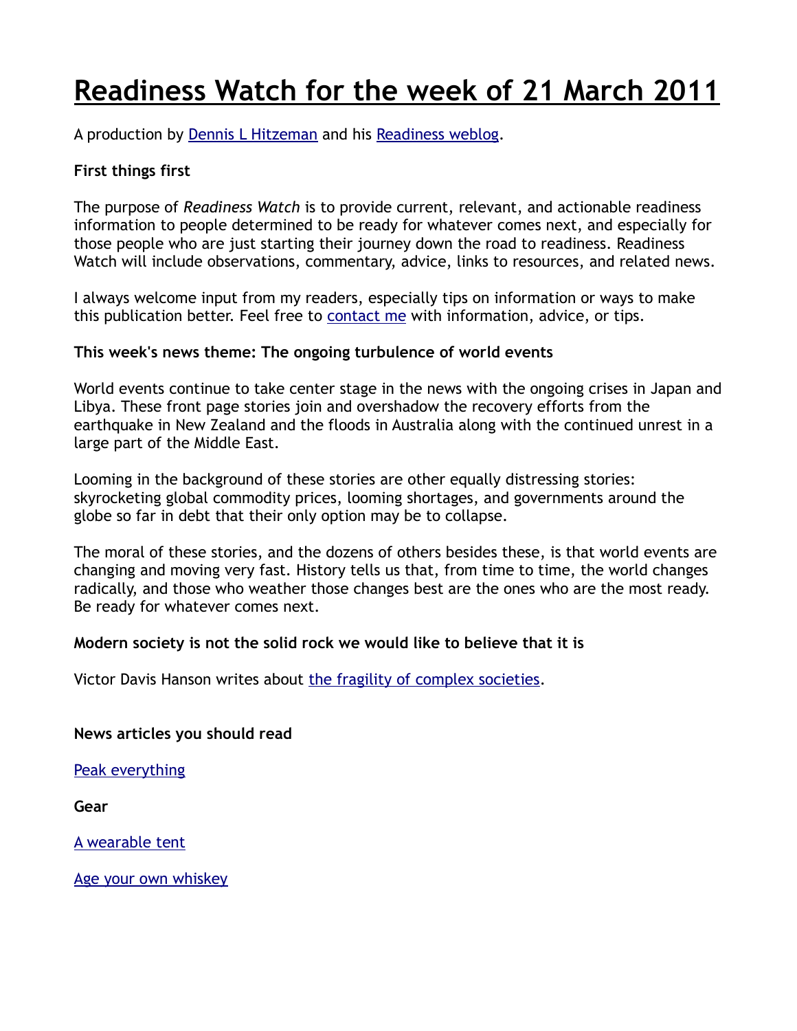# Readiness Watch for the week of 21 March 2011

A production by Dennis L Hitzeman and his Readiness weblog.

**First things first**

The purpose of *Readiness Watch* is to provide current, relevant, and actionable readiness information to people determined to be ready for whatever comes next, and especially for those people who are just starting their journey down the road to readiness. Readiness Watch will include observations, commentary, advice, links to resources, and related news.

I always welcome input from my readers, especially tips on information or ways to make this publication better. Feel free to contact me with information, advice, or tips.

**This week's news theme: The ongoing turbulence of world events**

World events continue to take center stage in the news with the ongoing crises in Japan and Libya. These front page stories join and overshadow the recovery efforts from the earthquake in New Zealand and the floods in Australia along with the continued unrest in a large part of the Middle East.

Looming in the background of these stories are other equally distressing stories: skyrocketing global commodity prices, looming shortages, and governments around the globe so far in debt that their only option may be to collapse.

The moral of these stories, and the dozens of others besides these, is that world events are changing and moving very fast. History tells us that, from time to time, the world changes radically, and those who weather those changes best are the ones who are the most ready. Be ready for whatever comes next.

**Modern society is not the solid rock we would like to believe that it is**

Victor Davis Hanson writes about the fragility of complex societies.

**News articles you should read**

Peak everything

**Gear**

A wearable tent

Age your own whiskey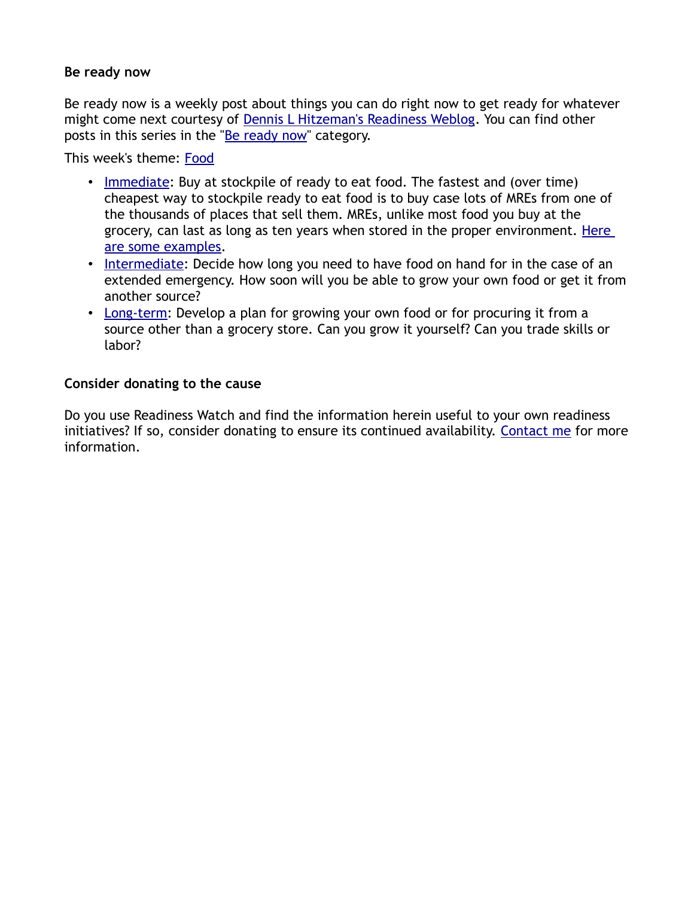**Be ready now**

Be ready now is a weekly post about things you can do right now to get ready for whatever might come next courtesy of Dennis L Hitzeman's Readiness Weblog. You can find other posts in this series in the "Be ready now" category.

This week's theme: Food

- Immediate: Buy at stockpile of ready to eat food. The fastest and (over time) cheapest way to stockpile ready to eat food is to buy case lots of MREs from one of the thousands of places that sell them. MREs, unlike most food you buy at the grocery, can last as long as ten years when stored in the proper environment. Here are some examples.
- Intermediate: Decide how long you need to have food on hand for in the case of an extended emergency. How soon will you be able to grow your own food or get it from another source?
- Long-term: Develop a plan for growing your own food or for procuring it from a source other than a grocery store. Can you grow it yourself? Can you trade skills or labor?

**Consider donating to the cause**

Do you use Readiness Watch and find the information herein useful to your own readiness initiatives? If so, consider donating to ensure its continued availability. Contact me for more information.